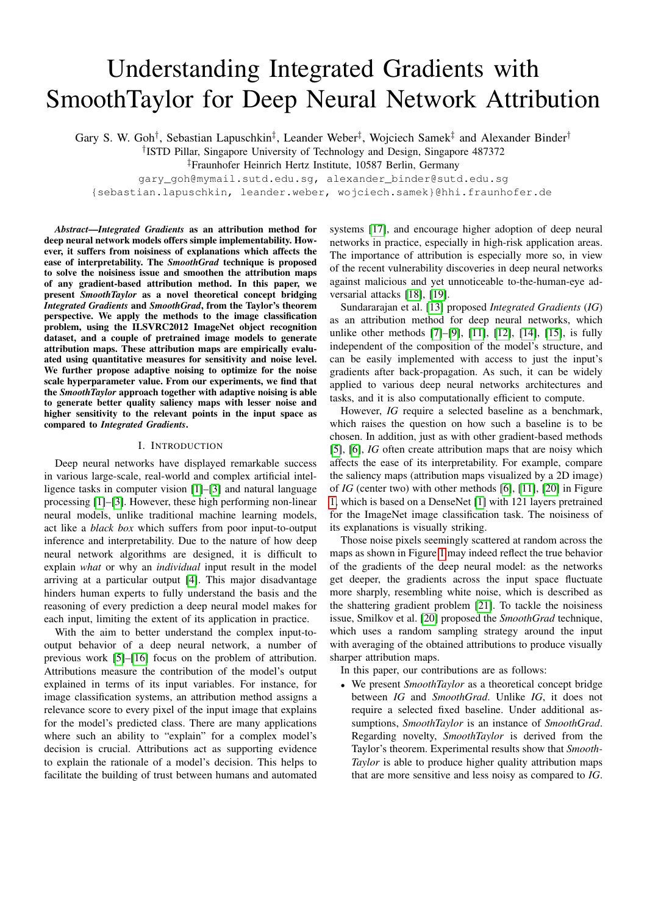# Understanding Integrated Gradients with SmoothTaylor for Deep Neural Network Attribution

Gary S. W. Goh[†], Sebastian Lapuschkin[‡], Leander Weber[‡], Wojciech Samek[‡] and Alexander Binder[†]

[†]ISTD Pillar, Singapore University of Technology and Design, Singapore 487372

[‡]Fraunhofer Heinrich Hertz Institute, 10587 Berlin, Germany

gary_goh@mymail.sutd.edu.sg, alexander_binder@sutd.edu.sg

{sebastian.lapuschkin, leander.weber, wojciech.samek}@hhi.fraunhofer.de

***Abstract*—*Integrated Gradients* as an attribution method for deep neural network models offers simple implementability. However, it suffers from noisiness of explanations which affects the ease of interpretability. The *SmoothGrad* technique is proposed to solve the noisiness issue and smoothen the attribution maps of any gradient-based attribution method. In this paper, we present *SmoothTaylor* as a novel theoretical concept bridging *Integrated Gradients* and *SmoothGrad*, from the Taylor's theorem perspective. We apply the methods to the image classification problem, using the ILSVRC2012 ImageNet object recognition dataset, and a couple of pretrained image models to generate attribution maps. These attribution maps are empirically evaluated using quantitative measures for sensitivity and noise level. We further propose adaptive noising to optimize for the noise scale hyperparameter value. From our experiments, we find that the *SmoothTaylor* approach together with adaptive noising is able to generate better quality saliency maps with lesser noise and higher sensitivity to the relevant points in the input space as compared to *Integrated Gradients*.**

## I. Introduction

Deep neural networks have displayed remarkable success in various large-scale, real-world and complex artificial intelligence tasks in computer vision [1]–[3] and natural language processing [1]–[3]. However, these high performing non-linear neural models, unlike traditional machine learning models, act like a *black box* which suffers from poor input-to-output inference and interpretability. Due to the nature of how deep neural network algorithms are designed, it is difficult to explain *what* or why an *individual* input result in the model arriving at a particular output [4]. This major disadvantage hinders human experts to fully understand the basis and the reasoning of every prediction a deep neural model makes for each input, limiting the extent of its application in practice.

With the aim to better understand the complex input-to-output behavior of a deep neural network, a number of previous work [5]–[16] focus on the problem of attribution. Attributions measure the contribution of the model's output explained in terms of its input variables. For instance, for image classification systems, an attribution method assigns a relevance score to every pixel of the input image that explains for the model's predicted class. There are many applications where such an ability to "explain" for a complex model's decision is crucial. Attributions act as supporting evidence to explain the rationale of a model's decision. This helps to facilitate the building of trust between humans and automated systems [17], and encourage higher adoption of deep neural networks in practice, especially in high-risk application areas. The importance of attribution is especially more so, in view of the recent vulnerability discoveries in deep neural networks against malicious and yet unnoticeable to-the-human-eye adversarial attacks [18], [19].

Sundararajan et al. [13] proposed *Integrated Gradients* (*IG*) as an attribution method for deep neural networks, which unlike other methods [7]–[9], [11], [12], [14], [15], is fully independent of the composition of the model's structure, and can be easily implemented with access to just the input's gradients after back-propagation. As such, it can be widely applied to various deep neural networks architectures and tasks, and it is also computationally efficient to compute.

However, *IG* require a selected baseline as a benchmark, which raises the question on how such a baseline is to be chosen. In addition, just as with other gradient-based methods [5], [6], *IG* often create attribution maps that are noisy which affects the ease of its interpretability. For example, compare the saliency maps (attribution maps visualized by a 2D image) of *IG* (center two) with other methods [6], [11], [20] in Figure 1, which is based on a DenseNet [1] with 121 layers pretrained for the ImageNet image classification task. The noisiness of its explanations is visually striking.

Those noise pixels seemingly scattered at random across the maps as shown in Figure 1 may indeed reflect the true behavior of the gradients of the deep neural model: as the networks get deeper, the gradients across the input space fluctuate more sharply, resembling white noise, which is described as the shattering gradient problem [21]. To tackle the noisiness issue, Smilkov et al. [20] proposed the *SmoothGrad* technique, which uses a random sampling strategy around the input with averaging of the obtained attributions to produce visually sharper attribution maps.

In this paper, our contributions are as follows:

- We present *SmoothTaylor* as a theoretical concept bridge between *IG* and *SmoothGrad*. Unlike *IG*, it does not require a selected fixed baseline. Under additional assumptions, *SmoothTaylor* is an instance of *SmoothGrad*. Regarding novelty, *SmoothTaylor* is derived from the Taylor's theorem. Experimental results show that *SmoothTaylor* is able to produce higher quality attribution maps that are more sensitive and less noisy as compared to *IG*.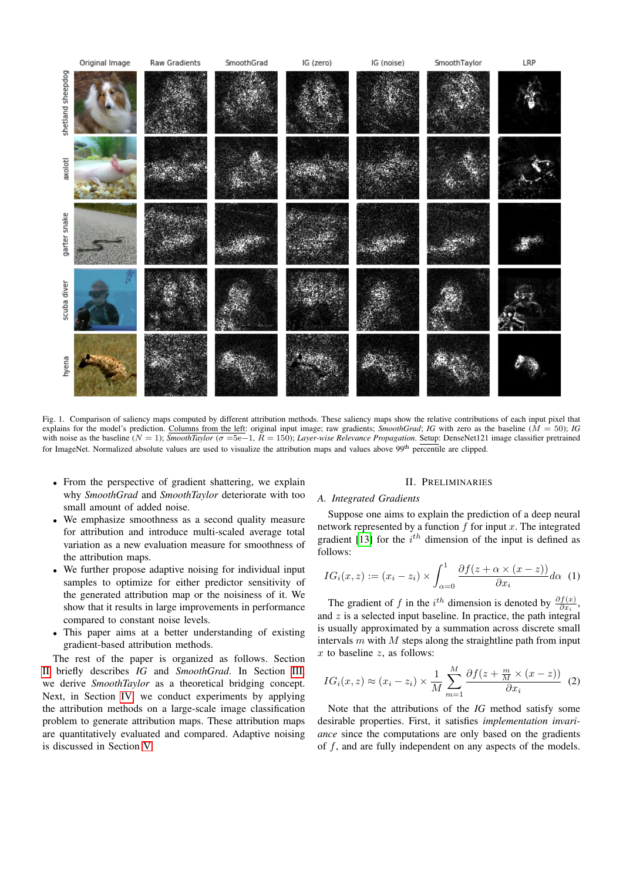Fig. 1. Comparison of saliency maps computed by different attribution methods. These saliency maps show the relative contributions of each input pixel that explains for the model's prediction. Columns from the left: original input image; raw gradients; *SmoothGrad*; *IG* with zero as the baseline ($M = 50$); *IG* with noise as the baseline ($N = 1$); *SmoothTaylor* ($\sigma$ =5e−1, $R = 150$); *Layer-wise Relevance Propagation*. Setup: DenseNet121 image classifier pretrained for ImageNet. Normalized absolute values are used to visualize the attribution maps and values above 99th percentile are clipped.

- From the perspective of gradient shattering, we explain why *SmoothGrad* and *SmoothTaylor* deteriorate with too small amount of added noise.
- We emphasize smoothness as a second quality measure for attribution and introduce multi-scaled average total variation as a new evaluation measure for smoothness of the attribution maps.
- We further propose adaptive noising for individual input samples to optimize for either predictor sensitivity of the generated attribution map or the noisiness of it. We show that it results in large improvements in performance compared to constant noise levels.
- This paper aims at a better understanding of existing gradient-based attribution methods.

The rest of the paper is organized as follows. Section II briefly describes *IG* and *SmoothGrad*. In Section III, we derive *SmoothTaylor* as a theoretical bridging concept. Next, in Section IV, we conduct experiments by applying the attribution methods on a large-scale image classification problem to generate attribution maps. These attribution maps are quantitatively evaluated and compared. Adaptive noising is discussed in Section V.

## II. Preliminaries

### A. Integrated Gradients

Suppose one aims to explain the prediction of a deep neural network represented by a function $f$ for input $x$. The integrated gradient [13] for the $i^{th}$ dimension of the input is defined as follows:

$$IG_i(x, z) := (x_i - z_i) \times \int_{\alpha=0}^{1} \frac{\partial f(z + \alpha \times (x - z))}{\partial x_i} d\alpha \quad (1)$$

The gradient of $f$ in the $i^{th}$ dimension is denoted by $\frac{\partial f(x)}{\partial x_i}$, and $z$ is a selected input baseline. In practice, the path integral is usually approximated by a summation across discrete small intervals $m$ with $M$ steps along the straightline path from input $x$ to baseline $z$, as follows:

$$IG_i(x, z) \approx (x_i - z_i) \times \frac{1}{M} \sum_{m=1}^{M} \frac{\partial f(z + \frac{m}{M} \times (x - z))}{\partial x_i} \quad (2)$$

Note that the attributions of the *IG* method satisfy some desirable properties. First, it satisfies *implementation invariance* since the computations are only based on the gradients of $f$, and are fully independent on any aspects of the models.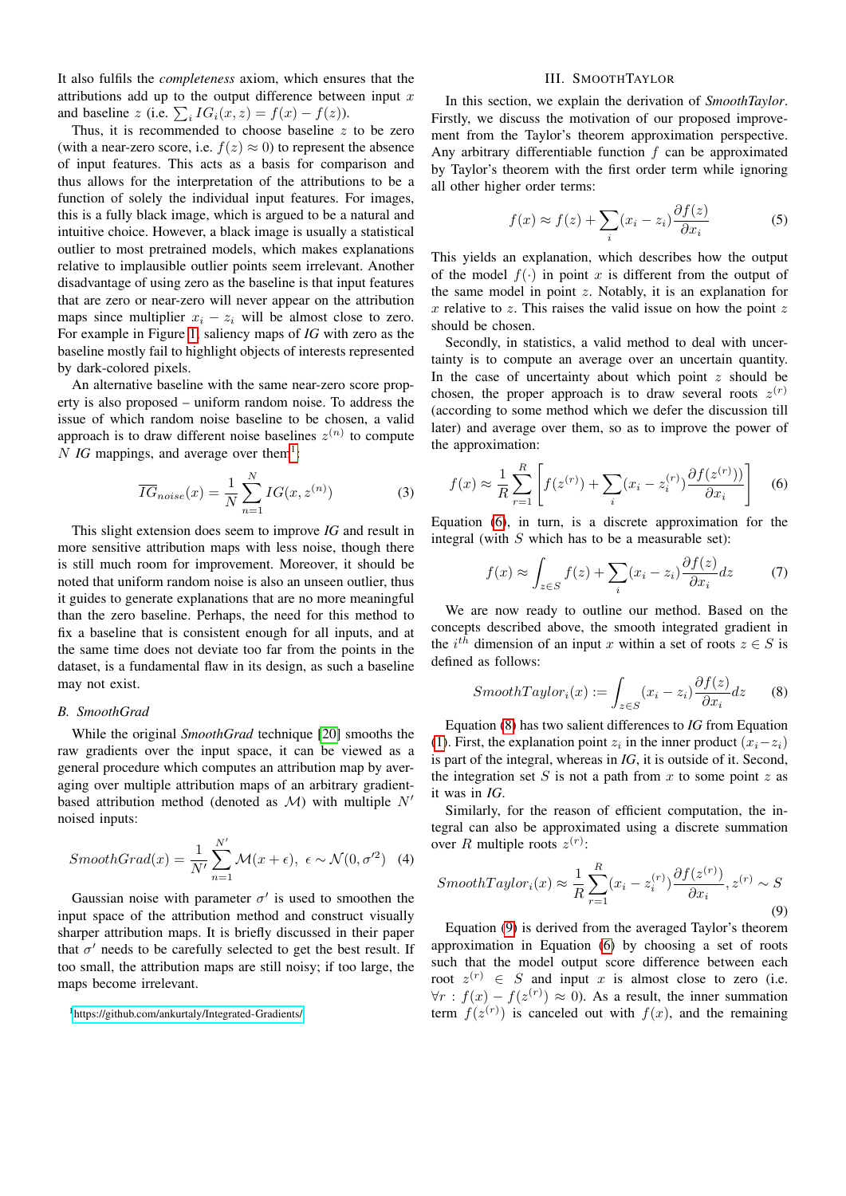It also fulfils the *completeness* axiom, which ensures that the attributions add up to the output difference between input $x$ and baseline $z$ (i.e. $\sum_i IG_i(x, z) = f(x) - f(z)$).

Thus, it is recommended to choose baseline $z$ to be zero (with a near-zero score, i.e. $f(z) \approx 0$) to represent the absence of input features. This acts as a basis for comparison and thus allows for the interpretation of the attributions to be a function of solely the individual input features. For images, this is a fully black image, which is argued to be a natural and intuitive choice. However, a black image is usually a statistical outlier to most pretrained models, which makes explanations relative to implausible outlier points seem irrelevant. Another disadvantage of using zero as the baseline is that input features that are zero or near-zero will never appear on the attribution maps since multiplier $x_i - z_i$ will be almost close to zero. For example in Figure 1, saliency maps of *IG* with zero as the baseline mostly fail to highlight objects of interests represented by dark-colored pixels.

An alternative baseline with the same near-zero score property is also proposed – uniform random noise. To address the issue of which random noise baseline to be chosen, a valid approach is to draw different noise baselines $z^{(n)}$ to compute $N$ *IG* mappings, and average over them[1]:

$$\overline{IG}_{noise}(x) = \frac{1}{N} \sum_{n=1}^{N} IG(x, z^{(n)}) \tag{3}$$

This slight extension does seem to improve *IG* and result in more sensitive attribution maps with less noise, though there is still much room for improvement. Moreover, it should be noted that uniform random noise is also an unseen outlier, thus it guides to generate explanations that are no more meaningful than the zero baseline. Perhaps, the need for this method to fix a baseline that is consistent enough for all inputs, and at the same time does not deviate too far from the points in the dataset, is a fundamental flaw in its design, as such a baseline may not exist.

### B. *SmoothGrad*

While the original *SmoothGrad* technique [20] smooths the raw gradients over the input space, it can be viewed as a general procedure which computes an attribution map by averaging over multiple attribution maps of an arbitrary gradient-based attribution method (denoted as $\mathcal{M}$) with multiple $N'$ noised inputs:

$$SmoothGrad(x) = \frac{1}{N'} \sum_{n=1}^{N'} \mathcal{M}(x + \epsilon), \ \epsilon \sim \mathcal{N}(0, \sigma'^2) \tag{4}$$

Gaussian noise with parameter $\sigma'$ is used to smoothen the input space of the attribution method and construct visually sharper attribution maps. It is briefly discussed in their paper that $\sigma'$ needs to be carefully selected to get the best result. If too small, the attribution maps are still noisy; if too large, the maps become irrelevant.

[1] https://github.com/ankurtaly/Integrated-Gradients/

## III. SmoothTaylor

In this section, we explain the derivation of *SmoothTaylor*. Firstly, we discuss the motivation of our proposed improvement from the Taylor's theorem approximation perspective. Any arbitrary differentiable function $f$ can be approximated by Taylor's theorem with the first order term while ignoring all other higher order terms:

$$f(x) \approx f(z) + \sum_i (x_i - z_i) \frac{\partial f(z)}{\partial x_i} \tag{5}$$

This yields an explanation, which describes how the output of the model $f(\cdot)$ in point $x$ is different from the output of the same model in point $z$. Notably, it is an explanation for $x$ relative to $z$. This raises the valid issue on how the point $z$ should be chosen.

Secondly, in statistics, a valid method to deal with uncertainty is to compute an average over an uncertain quantity. In the case of uncertainty about which point $z$ should be chosen, the proper approach is to draw several roots $z^{(r)}$ (according to some method which we defer the discussion till later) and average over them, so as to improve the power of the approximation:

$$f(x) \approx \frac{1}{R} \sum_{r=1}^{R} \left[ f(z^{(r)}) + \sum_i (x_i - z_i^{(r)}) \frac{\partial f(z^{(r)}))}{\partial x_i} \right] \tag{6}$$

Equation (6), in turn, is a discrete approximation for the integral (with $S$ which has to be a measurable set):

$$f(x) \approx \int_{z \in S} f(z) + \sum_i (x_i - z_i) \frac{\partial f(z)}{\partial x_i} dz \tag{7}$$

We are now ready to outline our method. Based on the concepts described above, the smooth integrated gradient in the $i^{th}$ dimension of an input $x$ within a set of roots $z \in S$ is defined as follows:

$$SmoothTaylor_i(x) := \int_{z \in S} (x_i - z_i) \frac{\partial f(z)}{\partial x_i} dz \tag{8}$$

Equation (8) has two salient differences to *IG* from Equation (1). First, the explanation point $z_i$ in the inner product $(x_i - z_i)$ is part of the integral, whereas in *IG*, it is outside of it. Second, the integration set $S$ is not a path from $x$ to some point $z$ as it was in *IG*.

Similarly, for the reason of efficient computation, the integral can also be approximated using a discrete summation over $R$ multiple roots $z^{(r)}$:

$$SmoothTaylor_i(x) \approx \frac{1}{R} \sum_{r=1}^{R} (x_i - z_i^{(r)}) \frac{\partial f(z^{(r)})}{\partial x_i}, z^{(r)} \sim S \tag{9}$$

Equation (9) is derived from the averaged Taylor's theorem approximation in Equation (6) by choosing a set of roots such that the model output score difference between each root $z^{(r)} \in S$ and input $x$ is almost close to zero (i.e. $\forall r : f(x) - f(z^{(r)}) \approx 0$). As a result, the inner summation term $f(z^{(r)})$ is canceled out with $f(x)$, and the remaining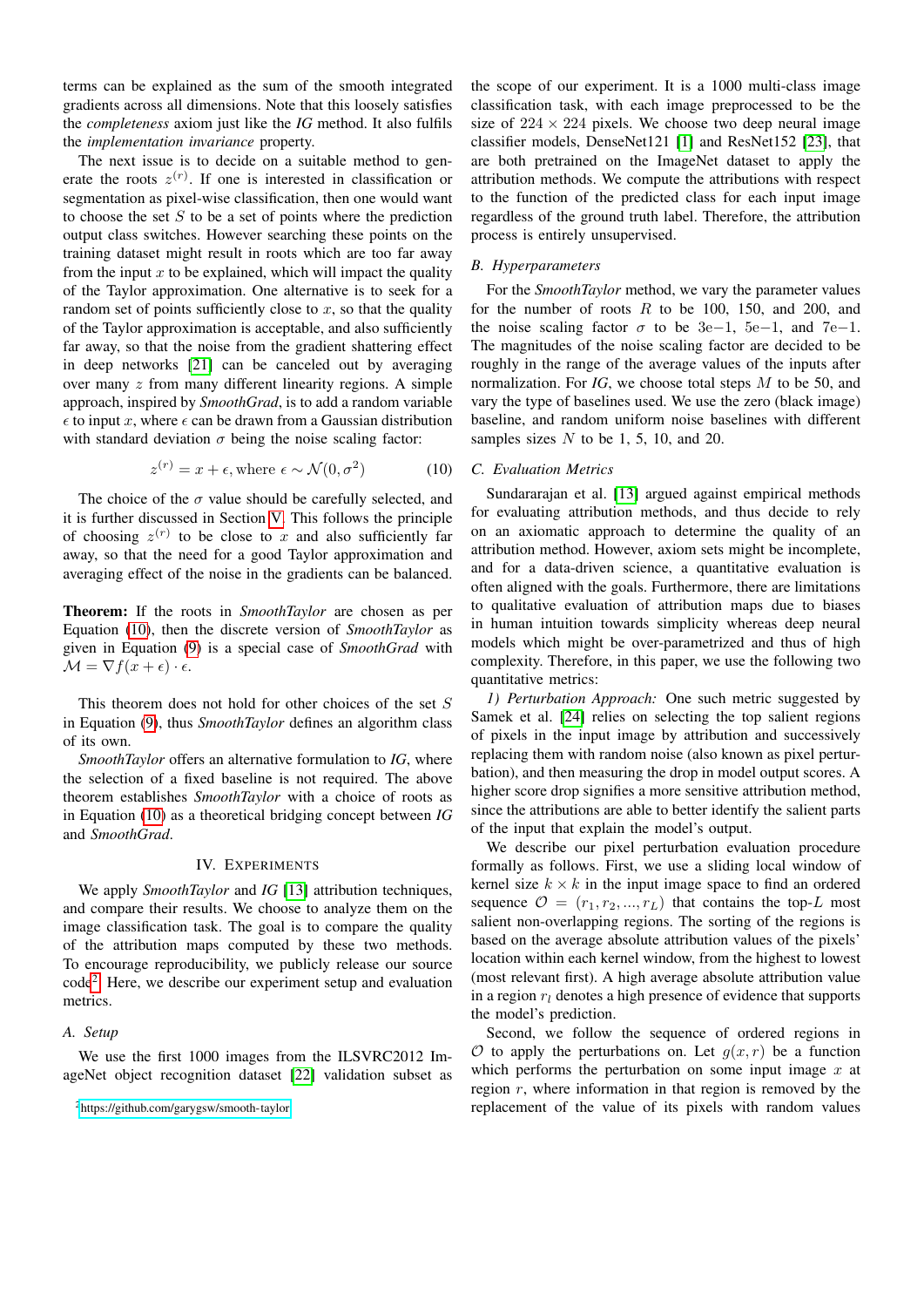terms can be explained as the sum of the smooth integrated gradients across all dimensions. Note that this loosely satisfies the *completeness* axiom just like the *IG* method. It also fulfils the *implementation invariance* property.

The next issue is to decide on a suitable method to generate the roots $z^{(r)}$. If one is interested in classification or segmentation as pixel-wise classification, then one would want to choose the set $S$ to be a set of points where the prediction output class switches. However searching these points on the training dataset might result in roots which are too far away from the input $x$ to be explained, which will impact the quality of the Taylor approximation. One alternative is to seek for a random set of points sufficiently close to $x$, so that the quality of the Taylor approximation is acceptable, and also sufficiently far away, so that the noise from the gradient shattering effect in deep networks [21] can be canceled out by averaging over many $z$ from many different linearity regions. A simple approach, inspired by *SmoothGrad*, is to add a random variable $\epsilon$ to input $x$, where $\epsilon$ can be drawn from a Gaussian distribution with standard deviation $\sigma$ being the noise scaling factor:

$$z^{(r)} = x + \epsilon, \text{where } \epsilon \sim \mathcal{N}(0, \sigma^2) \tag{10}$$

The choice of the $\sigma$ value should be carefully selected, and it is further discussed in Section V. This follows the principle of choosing $z^{(r)}$ to be close to $x$ and also sufficiently far away, so that the need for a good Taylor approximation and averaging effect of the noise in the gradients can be balanced.

**Theorem:** If the roots in *SmoothTaylor* are chosen as per Equation (10), then the discrete version of *SmoothTaylor* as given in Equation (9) is a special case of *SmoothGrad* with $\mathcal{M} = \nabla f(x + \epsilon) \cdot \epsilon$.

This theorem does not hold for other choices of the set $S$ in Equation (9), thus *SmoothTaylor* defines an algorithm class of its own.

*SmoothTaylor* offers an alternative formulation to *IG*, where the selection of a fixed baseline is not required. The above theorem establishes *SmoothTaylor* with a choice of roots as in Equation (10) as a theoretical bridging concept between *IG* and *SmoothGrad*.

## IV. Experiments

We apply *SmoothTaylor* and *IG* [13] attribution techniques, and compare their results. We choose to analyze them on the image classification task. The goal is to compare the quality of the attribution maps computed by these two methods. To encourage reproducibility, we publicly release our source code[2]. Here, we describe our experiment setup and evaluation metrics.

### A. Setup

We use the first 1000 images from the ILSVRC2012 ImageNet object recognition dataset [22] validation subset as the scope of our experiment. It is a 1000 multi-class image classification task, with each image preprocessed to be the size of $224 \times 224$ pixels. We choose two deep neural image classifier models, DenseNet121 [1] and ResNet152 [23], that are both pretrained on the ImageNet dataset to apply the attribution methods. We compute the attributions with respect to the function of the predicted class for each input image regardless of the ground truth label. Therefore, the attribution process is entirely unsupervised.

[2] https://github.com/garygsw/smooth-taylor

### B. Hyperparameters

For the *SmoothTaylor* method, we vary the parameter values for the number of roots $R$ to be 100, 150, and 200, and the noise scaling factor $\sigma$ to be 3e−1, 5e−1, and 7e−1. The magnitudes of the noise scaling factor are decided to be roughly in the range of the average values of the inputs after normalization. For *IG*, we choose total steps $M$ to be 50, and vary the type of baselines used. We use the zero (black image) baseline, and random uniform noise baselines with different samples sizes $N$ to be 1, 5, 10, and 20.

### C. Evaluation Metrics

Sundararajan et al. [13] argued against empirical methods for evaluating attribution methods, and thus decide to rely on an axiomatic approach to determine the quality of an attribution method. However, axiom sets might be incomplete, and for a data-driven science, a quantitative evaluation is often aligned with the goals. Furthermore, there are limitations to qualitative evaluation of attribution maps due to biases in human intuition towards simplicity whereas deep neural models which might be over-parametrized and thus of high complexity. Therefore, in this paper, we use the following two quantitative metrics:

*1) Perturbation Approach:* One such metric suggested by Samek et al. [24] relies on selecting the top salient regions of pixels in the input image by attribution and successively replacing them with random noise (also known as pixel perturbation), and then measuring the drop in model output scores. A higher score drop signifies a more sensitive attribution method, since the attributions are able to better identify the salient parts of the input that explain the model's output.

We describe our pixel perturbation evaluation procedure formally as follows. First, we use a sliding local window of kernel size $k \times k$ in the input image space to find an ordered sequence $\mathcal{O} = (r_1, r_2, ..., r_L)$ that contains the top-$L$ most salient non-overlapping regions. The sorting of the regions is based on the average absolute attribution values of the pixels' location within each kernel window, from the highest to lowest (most relevant first). A high average absolute attribution value in a region $r_l$ denotes a high presence of evidence that supports the model's prediction.

Second, we follow the sequence of ordered regions in $\mathcal{O}$ to apply the perturbations on. Let $g(x, r)$ be a function which performs the perturbation on some input image $x$ at region $r$, where information in that region is removed by the replacement of the value of its pixels with random values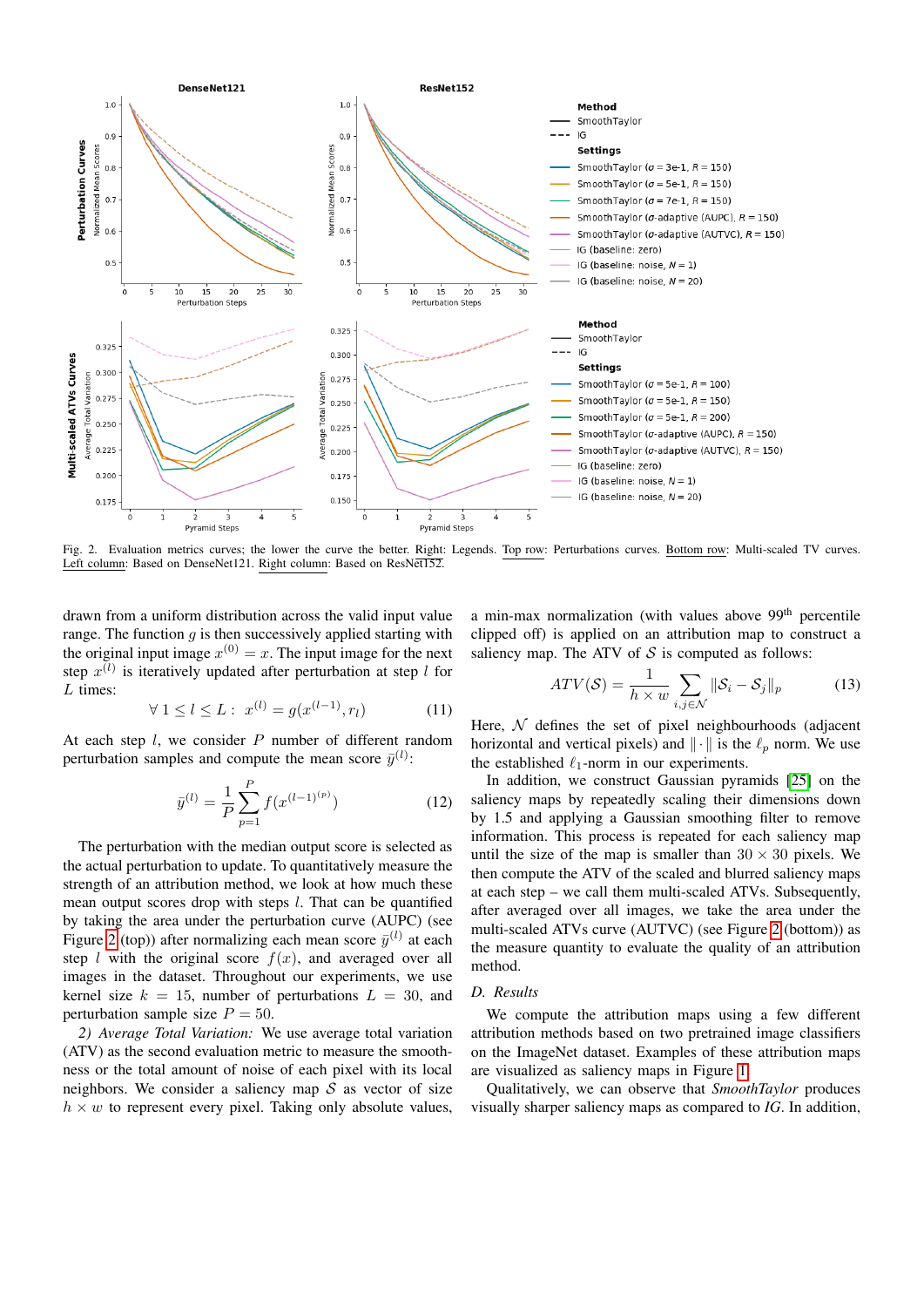Fig. 2. Evaluation metrics curves; the lower the curve the better. Right: Legends. Top row: Perturbations curves. Bottom row: Multi-scaled TV curves. Left column: Based on DenseNet121. Right column: Based on ResNet152.

drawn from a uniform distribution across the valid input value range. The function $g$ is then successively applied starting with the original input image $x^{(0)} = x$. The input image for the next step $x^{(l)}$ is iteratively updated after perturbation at step $l$ for $L$ times:

$$\forall\, 1 \leq l \leq L: \; x^{(l)} = g(x^{(l-1)}, r_l) \tag{11}$$

At each step $l$, we consider $P$ number of different random perturbation samples and compute the mean score $\bar{y}^{(l)}$:

$$\bar{y}^{(l)} = \frac{1}{P} \sum_{p=1}^{P} f(x^{(l-1)^{(p)}}) \tag{12}$$

The perturbation with the median output score is selected as the actual perturbation to update. To quantitatively measure the strength of an attribution method, we look at how much these mean output scores drop with steps $l$. That can be quantified by taking the area under the perturbation curve (AUPC) (see Figure 2 (top)) after normalizing each mean score $\bar{y}^{(l)}$ at each step $l$ with the original score $f(x)$, and averaged over all images in the dataset. Throughout our experiments, we use kernel size $k = 15$, number of perturbations $L = 30$, and perturbation sample size $P = 50$.

*2) Average Total Variation:* We use average total variation (ATV) as the second evaluation metric to measure the smoothness or the total amount of noise of each pixel with its local neighbors. We consider a saliency map $\mathcal{S}$ as vector of size $h \times w$ to represent every pixel. Taking only absolute values, a min-max normalization (with values above 99[th] percentile clipped off) is applied on an attribution map to construct a saliency map. The ATV of $\mathcal{S}$ is computed as follows:

$$ATV(\mathcal{S}) = \frac{1}{h \times w} \sum_{i,j \in \mathcal{N}} \|\mathcal{S}_i - \mathcal{S}_j\|_p \tag{13}$$

Here, $\mathcal{N}$ defines the set of pixel neighbourhoods (adjacent horizontal and vertical pixels) and $\|\cdot\|$ is the $\ell_p$ norm. We use the established $\ell_1$-norm in our experiments.

In addition, we construct Gaussian pyramids [25] on the saliency maps by repeatedly scaling their dimensions down by 1.5 and applying a Gaussian smoothing filter to remove information. This process is repeated for each saliency map until the size of the map is smaller than $30 \times 30$ pixels. We then compute the ATV of the scaled and blurred saliency maps at each step – we call them multi-scaled ATVs. Subsequently, after averaged over all images, we take the area under the multi-scaled ATVs curve (AUTVC) (see Figure 2 (bottom)) as the measure quantity to evaluate the quality of an attribution method.

### *D. Results*

We compute the attribution maps using a few different attribution methods based on two pretrained image classifiers on the ImageNet dataset. Examples of these attribution maps are visualized as saliency maps in Figure 1.

Qualitatively, we can observe that *SmoothTaylor* produces visually sharper saliency maps as compared to *IG*. In addition,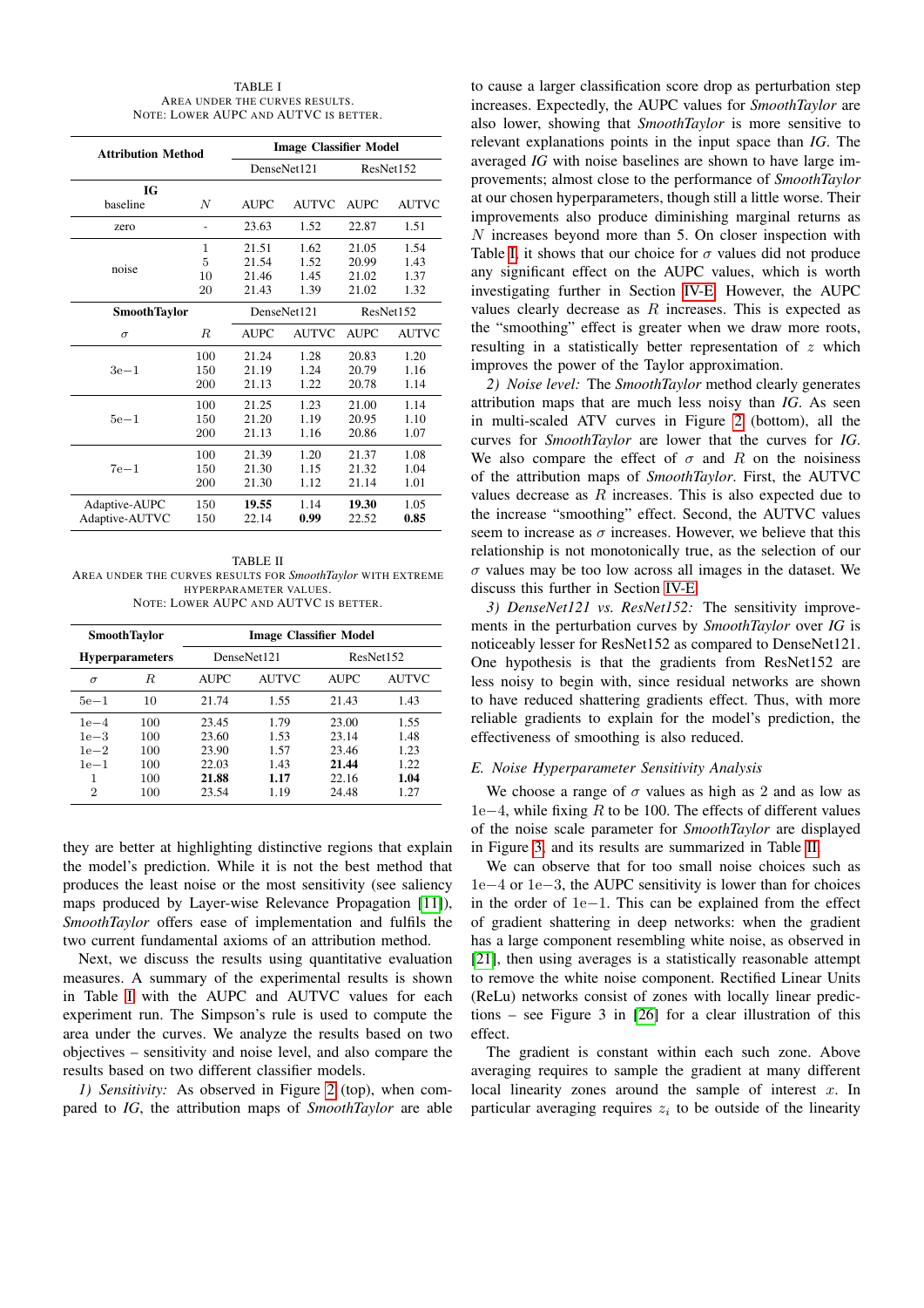TABLE I
AREA UNDER THE CURVES RESULTS.
NOTE: LOWER AUPC AND AUTVC IS BETTER.

| Attribution Method | | Image Classifier Model | | | |
|---|---|---|---|---|---|
| | | DenseNet121 | | ResNet152 | |
| **IG** baseline | $N$ | AUPC | AUTVC | AUPC | AUTVC |
| zero | - | 23.63 | 1.52 | 22.87 | 1.51 |
| noise | 1 | 21.51 | 1.62 | 21.05 | 1.54 |
| | 5 | 21.54 | 1.52 | 20.99 | 1.43 |
| | 10 | 21.46 | 1.45 | 21.02 | 1.37 |
| | 20 | 21.43 | 1.39 | 21.02 | 1.32 |
| **SmoothTaylor** | | DenseNet121 | | ResNet152 | |
| $\sigma$ | $R$ | AUPC | AUTVC | AUPC | AUTVC |
| 3e−1 | 100 | 21.24 | 1.28 | 20.83 | 1.20 |
| | 150 | 21.19 | 1.24 | 20.79 | 1.16 |
| | 200 | 21.13 | 1.22 | 20.78 | 1.14 |
| 5e−1 | 100 | 21.25 | 1.23 | 21.00 | 1.14 |
| | 150 | 21.20 | 1.19 | 20.95 | 1.10 |
| | 200 | 21.13 | 1.16 | 20.86 | 1.07 |
| 7e−1 | 100 | 21.39 | 1.20 | 21.37 | 1.08 |
| | 150 | 21.30 | 1.15 | 21.32 | 1.04 |
| | 200 | 21.30 | 1.12 | 21.14 | 1.01 |
| Adaptive-AUPC | 150 | **19.55** | 1.14 | **19.30** | 1.05 |
| Adaptive-AUTVC | 150 | 22.14 | **0.99** | 22.52 | **0.85** |

TABLE II
AREA UNDER THE CURVES RESULTS FOR *SmoothTaylor* WITH EXTREME HYPERPARAMETER VALUES.
NOTE: LOWER AUPC AND AUTVC IS BETTER.

| **SmoothTaylor** | | Image Classifier Model | | | |
|---|---|---|---|---|---|
| **Hyperparameters** | | DenseNet121 | | ResNet152 | |
| $\sigma$ | $R$ | AUPC | AUTVC | AUPC | AUTVC |
| 5e−1 | 10 | 21.74 | 1.55 | 21.43 | 1.43 |
| 1e−4 | 100 | 23.45 | 1.79 | 23.00 | 1.55 |
| 1e−3 | 100 | 23.60 | 1.53 | 23.14 | 1.48 |
| 1e−2 | 100 | 23.90 | 1.57 | 23.46 | 1.23 |
| 1e−1 | 100 | 22.03 | 1.43 | **21.44** | 1.22 |
| 1 | 100 | **21.88** | **1.17** | 22.16 | **1.04** |
| 2 | 100 | 23.54 | 1.19 | 24.48 | 1.27 |

they are better at highlighting distinctive regions that explain the model's prediction. While it is not the best method that produces the least noise or the most sensitivity (see saliency maps produced by Layer-wise Relevance Propagation [11]), *SmoothTaylor* offers ease of implementation and fulfils the two current fundamental axioms of an attribution method.

Next, we discuss the results using quantitative evaluation measures. A summary of the experimental results is shown in Table I with the AUPC and AUTVC values for each experiment run. The Simpson's rule is used to compute the area under the curves. We analyze the results based on two objectives – sensitivity and noise level, and also compare the results based on two different classifier models.

*1) Sensitivity:* As observed in Figure 2 (top), when compared to *IG*, the attribution maps of *SmoothTaylor* are able to cause a larger classification score drop as perturbation step increases. Expectedly, the AUPC values for *SmoothTaylor* are also lower, showing that *SmoothTaylor* is more sensitive to relevant explanations points in the input space than *IG*. The averaged *IG* with noise baselines are shown to have large improvements; almost close to the performance of *SmoothTaylor* at our chosen hyperparameters, though still a little worse. Their improvements also produce diminishing marginal returns as $N$ increases beyond more than 5. On closer inspection with Table I, it shows that our choice for $\sigma$ values did not produce any significant effect on the AUPC values, which is worth investigating further in Section IV-E. However, the AUPC values clearly decrease as $R$ increases. This is expected as the "smoothing" effect is greater when we draw more roots, resulting in a statistically better representation of $z$ which improves the power of the Taylor approximation.

*2) Noise level:* The *SmoothTaylor* method clearly generates attribution maps that are much less noisy than *IG*. As seen in multi-scaled ATV curves in Figure 2 (bottom), all the curves for *SmoothTaylor* are lower that the curves for *IG*. We also compare the effect of $\sigma$ and $R$ on the noisiness of the attribution maps of *SmoothTaylor*. First, the AUTVC values decrease as $R$ increases. This is also expected due to the increase "smoothing" effect. Second, the AUTVC values seem to increase as $\sigma$ increases. However, we believe that this relationship is not monotonically true, as the selection of our $\sigma$ values may be too low across all images in the dataset. We discuss this further in Section IV-E.

*3) DenseNet121 vs. ResNet152:* The sensitivity improvements in the perturbation curves by *SmoothTaylor* over *IG* is noticeably lesser for ResNet152 as compared to DenseNet121. One hypothesis is that the gradients from ResNet152 are less noisy to begin with, since residual networks are shown to have reduced shattering gradients effect. Thus, with more reliable gradients to explain for the model's prediction, the effectiveness of smoothing is also reduced.

### *E. Noise Hyperparameter Sensitivity Analysis*

We choose a range of $\sigma$ values as high as 2 and as low as $1\mathrm{e}{-4}$, while fixing $R$ to be 100. The effects of different values of the noise scale parameter for *SmoothTaylor* are displayed in Figure 3, and its results are summarized in Table II.

We can observe that for too small noise choices such as $1\mathrm{e}{-4}$ or $1\mathrm{e}{-3}$, the AUPC sensitivity is lower than for choices in the order of $1\mathrm{e}{-1}$. This can be explained from the effect of gradient shattering in deep networks: when the gradient has a large component resembling white noise, as observed in [21], then using averages is a statistically reasonable attempt to remove the white noise component. Rectified Linear Units (ReLu) networks consist of zones with locally linear predictions – see Figure 3 in [26] for a clear illustration of this effect.

The gradient is constant within each such zone. Above averaging requires to sample the gradient at many different local linearity zones around the sample of interest $x$. In particular averaging requires $z_i$ to be outside of the linearity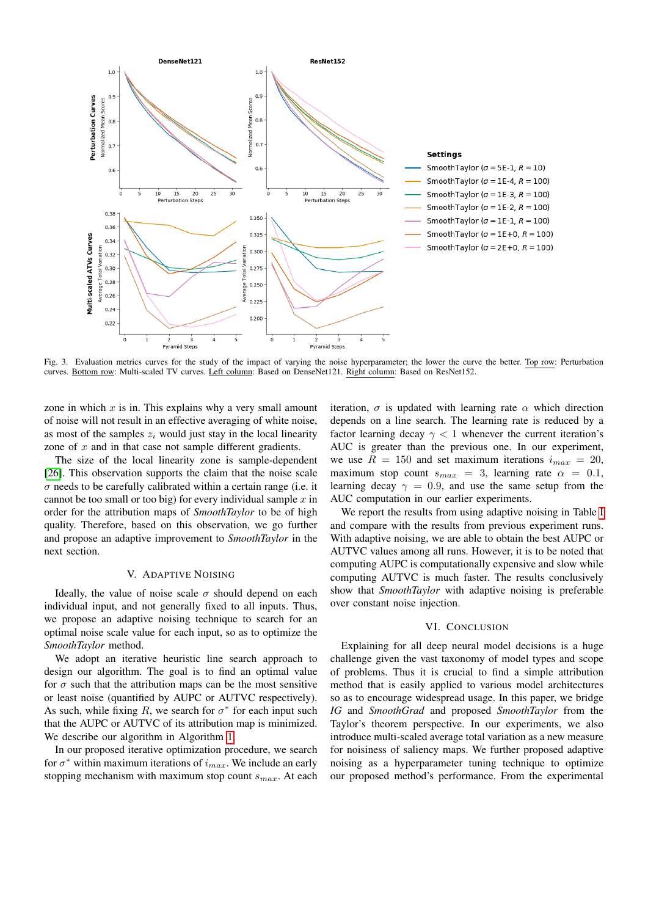Fig. 3. Evaluation metrics curves for the study of the impact of varying the noise hyperparameter; the lower the curve the better. Top row: Perturbation curves. Bottom row: Multi-scaled TV curves. Left column: Based on DenseNet121. Right column: Based on ResNet152.

zone in which $x$ is in. This explains why a very small amount of noise will not result in an effective averaging of white noise, as most of the samples $z_i$ would just stay in the local linearity zone of $x$ and in that case not sample different gradients.

The size of the local linearity zone is sample-dependent [26]. This observation supports the claim that the noise scale $\sigma$ needs to be carefully calibrated within a certain range (i.e. it cannot be too small or too big) for every individual sample $x$ in order for the attribution maps of *SmoothTaylor* to be of high quality. Therefore, based on this observation, we go further and propose an adaptive improvement to *SmoothTaylor* in the next section.

## V. Adaptive Noising

Ideally, the value of noise scale $\sigma$ should depend on each individual input, and not generally fixed to all inputs. Thus, we propose an adaptive noising technique to search for an optimal noise scale value for each input, so as to optimize the *SmoothTaylor* method.

We adopt an iterative heuristic line search approach to design our algorithm. The goal is to find an optimal value for $\sigma$ such that the attribution maps can be the most sensitive or least noise (quantified by AUPC or AUTVC respectively). As such, while fixing $R$, we search for $\sigma^*$ for each input such that the AUPC or AUTVC of its attribution map is minimized. We describe our algorithm in Algorithm 1.

In our proposed iterative optimization procedure, we search for $\sigma^*$ within maximum iterations of $i_{max}$. We include an early stopping mechanism with maximum stop count $s_{max}$. At each iteration, $\sigma$ is updated with learning rate $\alpha$ which direction depends on a line search. The learning rate is reduced by a factor learning decay $\gamma < 1$ whenever the current iteration's AUC is greater than the previous one. In our experiment, we use $R = 150$ and set maximum iterations $i_{max} = 20$, maximum stop count $s_{max} = 3$, learning rate $\alpha = 0.1$, learning decay $\gamma = 0.9$, and use the same setup from the AUC computation in our earlier experiments.

We report the results from using adaptive noising in Table I and compare with the results from previous experiment runs. With adaptive noising, we are able to obtain the best AUPC or AUTVC values among all runs. However, it is to be noted that computing AUPC is computationally expensive and slow while computing AUTVC is much faster. The results conclusively show that *SmoothTaylor* with adaptive noising is preferable over constant noise injection.

## VI. Conclusion

Explaining for all deep neural model decisions is a huge challenge given the vast taxonomy of model types and scope of problems. Thus it is crucial to find a simple attribution method that is easily applied to various model architectures so as to encourage widespread usage. In this paper, we bridge *IG* and *SmoothGrad* and proposed *SmoothTaylor* from the Taylor's theorem perspective. In our experiments, we also introduce multi-scaled average total variation as a new measure for noisiness of saliency maps. We further proposed adaptive noising as a hyperparameter tuning technique to optimize our proposed method's performance. From the experimental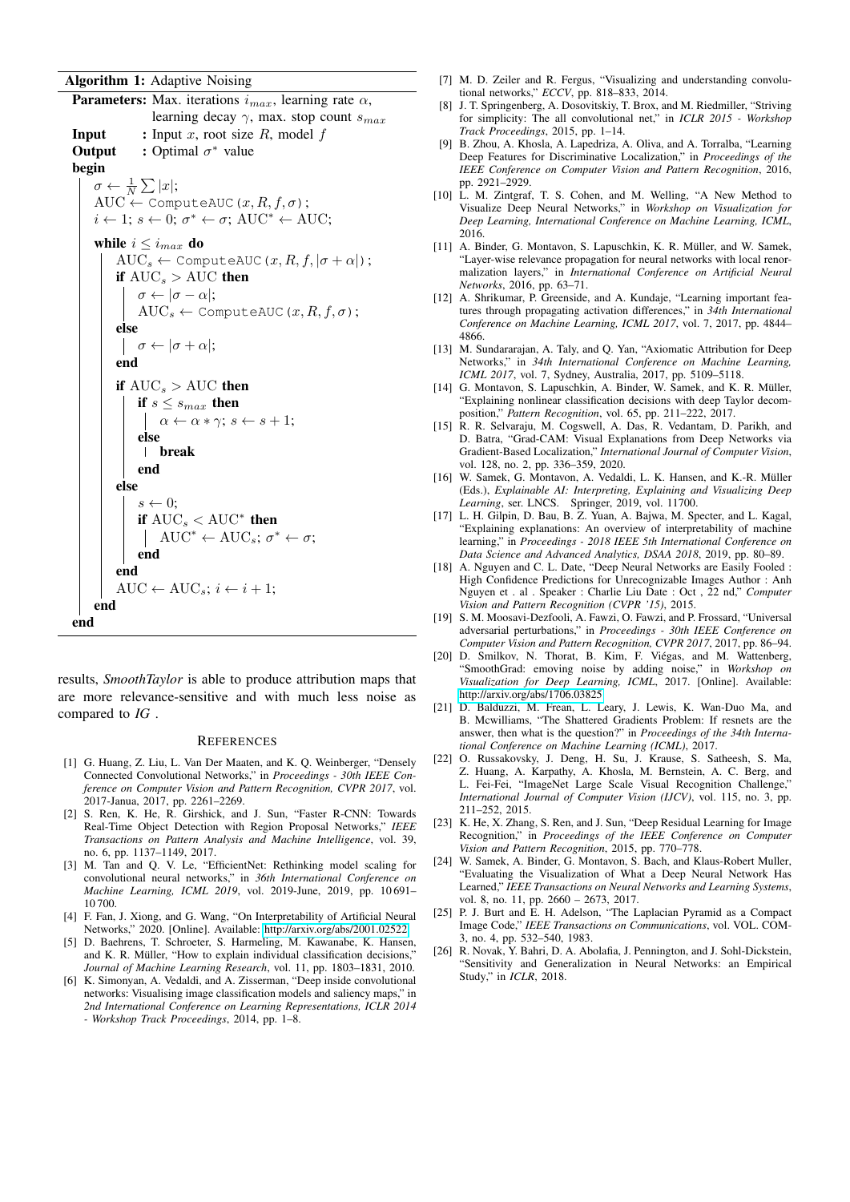**Algorithm 1:** Adaptive Noising

```
Parameters: Max. iterations i_max, learning rate α,
            learning decay γ, max. stop count s_max
Input     : Input x, root size R, model f
Output    : Optimal σ* value
begin
    σ ← (1/N) ∑|x|;
    AUC ← ComputeAUC(x, R, f, σ);
    i ← 1; s ← 0; σ* ← σ; AUC* ← AUC;
    while i ≤ i_max do
        AUC_s ← ComputeAUC(x, R, f, |σ + α|);
        if AUC_s > AUC then
            σ ← |σ − α|;
            AUC_s ← ComputeAUC(x, R, f, σ);
        else
            σ ← |σ + α|;
        end
        if AUC_s > AUC then
            if s ≤ s_max then
                α ← α ∗ γ; s ← s + 1;
            else
                break
            end
        else
            s ← 0;
            if AUC_s < AUC* then
                AUC* ← AUC_s; σ* ← σ;
            end
        end
        AUC ← AUC_s; i ← i + 1;
    end
end
```

results, *SmoothTaylor* is able to produce attribution maps that are more relevance-sensitive and with much less noise as compared to *IG* .

## References

[1] G. Huang, Z. Liu, L. Van Der Maaten, and K. Q. Weinberger, "Densely Connected Convolutional Networks," in *Proceedings - 30th IEEE Conference on Computer Vision and Pattern Recognition, CVPR 2017*, vol. 2017-Janua, 2017, pp. 2261–2269.

[2] S. Ren, K. He, R. Girshick, and J. Sun, "Faster R-CNN: Towards Real-Time Object Detection with Region Proposal Networks," *IEEE Transactions on Pattern Analysis and Machine Intelligence*, vol. 39, no. 6, pp. 1137–1149, 2017.

[3] M. Tan and Q. V. Le, "EfficientNet: Rethinking model scaling for convolutional neural networks," in *36th International Conference on Machine Learning, ICML 2019*, vol. 2019-June, 2019, pp. 10 691–10 700.

[4] F. Fan, J. Xiong, and G. Wang, "On Interpretability of Artificial Neural Networks," 2020. [Online]. Available: http://arxiv.org/abs/2001.02522

[5] D. Baehrens, T. Schroeter, S. Harmeling, M. Kawanabe, K. Hansen, and K. R. Müller, "How to explain individual classification decisions," *Journal of Machine Learning Research*, vol. 11, pp. 1803–1831, 2010.

[6] K. Simonyan, A. Vedaldi, and A. Zisserman, "Deep inside convolutional networks: Visualising image classification models and saliency maps," in *2nd International Conference on Learning Representations, ICLR 2014 - Workshop Track Proceedings*, 2014, pp. 1–8.

[7] M. D. Zeiler and R. Fergus, "Visualizing and understanding convolutional networks," *ECCV*, pp. 818–833, 2014.

[8] J. T. Springenberg, A. Dosovitskiy, T. Brox, and M. Riedmiller, "Striving for simplicity: The all convolutional net," in *ICLR 2015 - Workshop Track Proceedings*, 2015, pp. 1–14.

[9] B. Zhou, A. Khosla, A. Lapedriza, A. Oliva, and A. Torralba, "Learning Deep Features for Discriminative Localization," in *Proceedings of the IEEE Conference on Computer Vision and Pattern Recognition*, 2016, pp. 2921–2929.

[10] L. M. Zintgraf, T. S. Cohen, and M. Welling, "A New Method to Visualize Deep Neural Networks," in *Workshop on Visualization for Deep Learning, International Conference on Machine Learning, ICML*, 2016.

[11] A. Binder, G. Montavon, S. Lapuschkin, K. R. Müller, and W. Samek, "Layer-wise relevance propagation for neural networks with local renormalization layers," in *International Conference on Artificial Neural Networks*, 2016, pp. 63–71.

[12] A. Shrikumar, P. Greenside, and A. Kundaje, "Learning important features through propagating activation differences," in *34th International Conference on Machine Learning, ICML 2017*, vol. 7, 2017, pp. 4844–4866.

[13] M. Sundararajan, A. Taly, and Q. Yan, "Axiomatic Attribution for Deep Networks," in *34th International Conference on Machine Learning, ICML 2017*, vol. 7, Sydney, Australia, 2017, pp. 5109–5118.

[14] G. Montavon, S. Lapuschkin, A. Binder, W. Samek, and K. R. Müller, "Explaining nonlinear classification decisions with deep Taylor decomposition," *Pattern Recognition*, vol. 65, pp. 211–222, 2017.

[15] R. R. Selvaraju, M. Cogswell, A. Das, R. Vedantam, D. Parikh, and D. Batra, "Grad-CAM: Visual Explanations from Deep Networks via Gradient-Based Localization," *International Journal of Computer Vision*, vol. 128, no. 2, pp. 336–359, 2020.

[16] W. Samek, G. Montavon, A. Vedaldi, L. K. Hansen, and K.-R. Müller (Eds.), *Explainable AI: Interpreting, Explaining and Visualizing Deep Learning*, ser. LNCS. Springer, 2019, vol. 11700.

[17] L. H. Gilpin, D. Bau, B. Z. Yuan, A. Bajwa, M. Specter, and L. Kagal, "Explaining explanations: An overview of interpretability of machine learning," in *Proceedings - 2018 IEEE 5th International Conference on Data Science and Advanced Analytics, DSAA 2018*, 2019, pp. 80–89.

[18] A. Nguyen and C. L. Date, "Deep Neural Networks are Easily Fooled : High Confidence Predictions for Unrecognizable Images Author : Anh Nguyen et . al . Speaker : Charlie Liu Date : Oct , 22 nd," *Computer Vision and Pattern Recognition (CVPR '15)*, 2015.

[19] S. M. Moosavi-Dezfooli, A. Fawzi, O. Fawzi, and P. Frossard, "Universal adversarial perturbations," in *Proceedings - 30th IEEE Conference on Computer Vision and Pattern Recognition, CVPR 2017*, 2017, pp. 86–94.

[20] D. Smilkov, N. Thorat, B. Kim, F. Viégas, and M. Wattenberg, "SmoothGrad: emoving noise by adding noise," in *Workshop on Visualization for Deep Learning, ICML*, 2017. [Online]. Available: http://arxiv.org/abs/1706.03825

[21] D. Balduzzi, M. Frean, L. Leary, J. Lewis, K. Wan-Duo Ma, and B. Mcwilliams, "The Shattered Gradients Problem: If resnets are the answer, then what is the question?" in *Proceedings of the 34th International Conference on Machine Learning (ICML)*, 2017.

[22] O. Russakovsky, J. Deng, H. Su, J. Krause, S. Satheesh, S. Ma, Z. Huang, A. Karpathy, A. Khosla, M. Bernstein, A. C. Berg, and L. Fei-Fei, "ImageNet Large Scale Visual Recognition Challenge," *International Journal of Computer Vision (IJCV)*, vol. 115, no. 3, pp. 211–252, 2015.

[23] K. He, X. Zhang, S. Ren, and J. Sun, "Deep Residual Learning for Image Recognition," in *Proceedings of the IEEE Conference on Computer Vision and Pattern Recognition*, 2015, pp. 770–778.

[24] W. Samek, A. Binder, G. Montavon, S. Bach, and Klaus-Robert Muller, "Evaluating the Visualization of What a Deep Neural Network Has Learned," *IEEE Transactions on Neural Networks and Learning Systems*, vol. 8, no. 11, pp. 2660 – 2673, 2017.

[25] P. J. Burt and E. H. Adelson, "The Laplacian Pyramid as a Compact Image Code," *IEEE Transactions on Communications*, vol. VOL. COM-3, no. 4, pp. 532–540, 1983.

[26] R. Novak, Y. Bahri, D. A. Abolafia, J. Pennington, and J. Sohl-Dickstein, "Sensitivity and Generalization in Neural Networks: an Empirical Study," in *ICLR*, 2018.